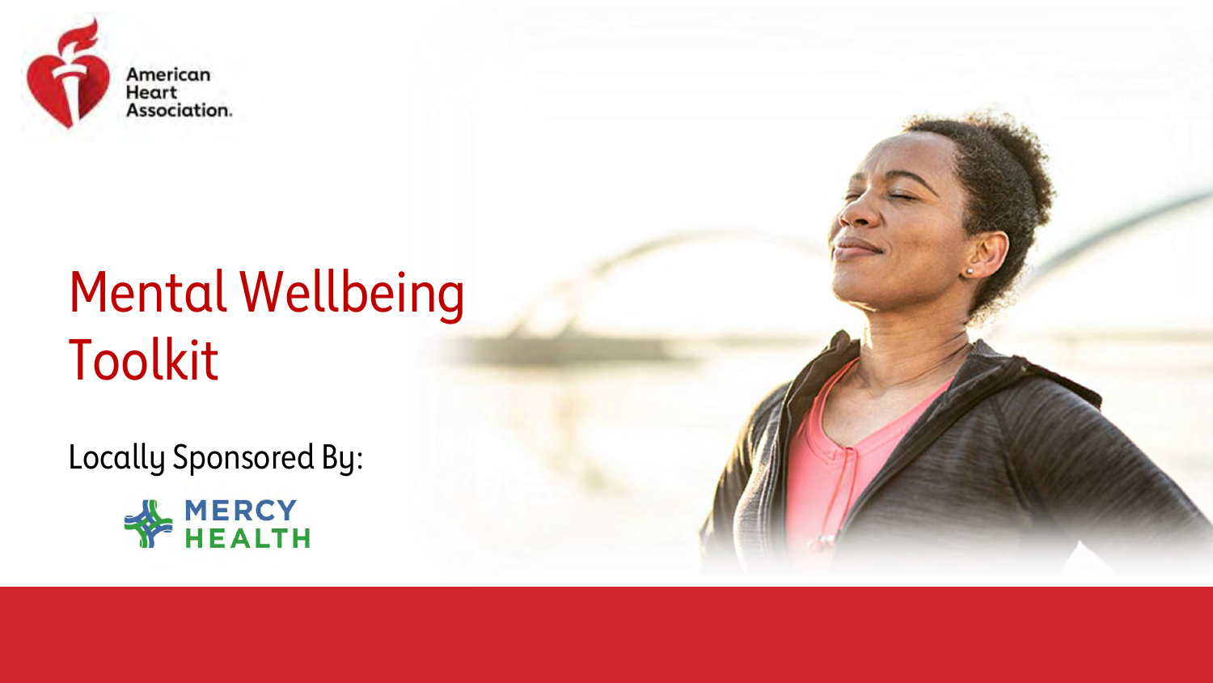American Heart Association.

# Mental Wellbeing Toolkit

Locally Sponsored By:

MERCY HEALTH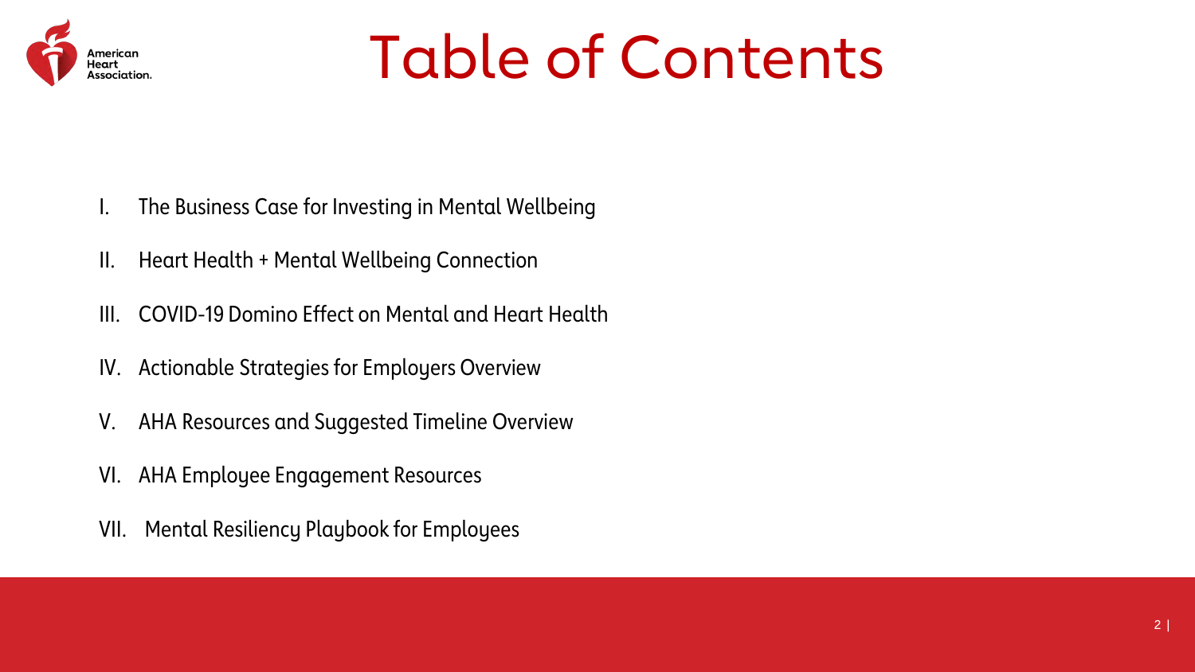# Table of Contents

I. The Business Case for Investing in Mental Wellbeing

II. Heart Health + Mental Wellbeing Connection

III. COVID-19 Domino Effect on Mental and Heart Health

IV. Actionable Strategies for Employers Overview

V. AHA Resources and Suggested Timeline Overview

VI. AHA Employee Engagement Resources

VII. Mental Resiliency Playbook for Employees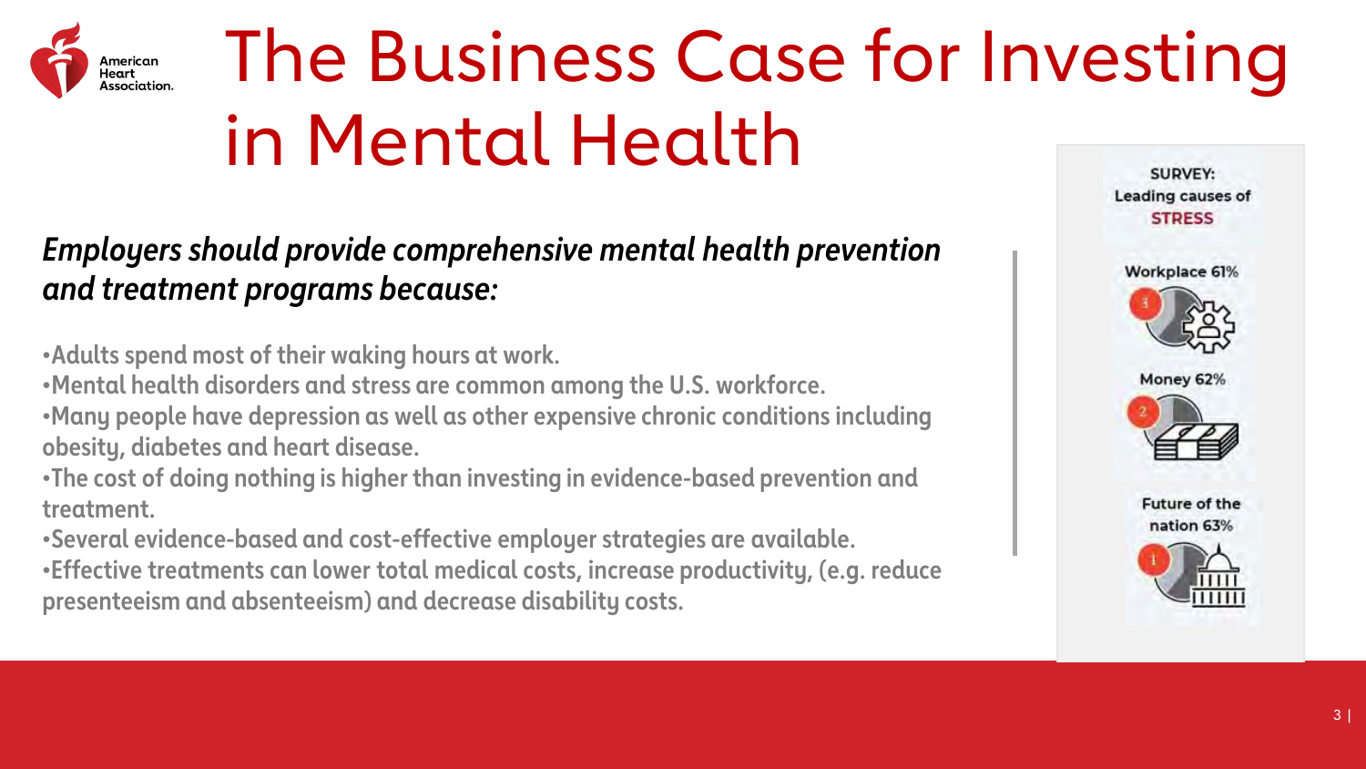# The Business Case for Investing in Mental Health

***Employers should provide comprehensive mental health prevention and treatment programs because:***

- Adults spend most of their waking hours at work.
- Mental health disorders and stress are common among the U.S. workforce.
- Many people have depression as well as other expensive chronic conditions including obesity, diabetes and heart disease.
- The cost of doing nothing is higher than investing in evidence-based prevention and treatment.
- Several evidence-based and cost-effective employer strategies are available.
- Effective treatments can lower total medical costs, increase productivity, (e.g. reduce presenteeism and absenteeism) and decrease disability costs.

**SURVEY: Leading causes of STRESS**

3. Workplace 61%
2. Money 62%
1. Future of the nation 63%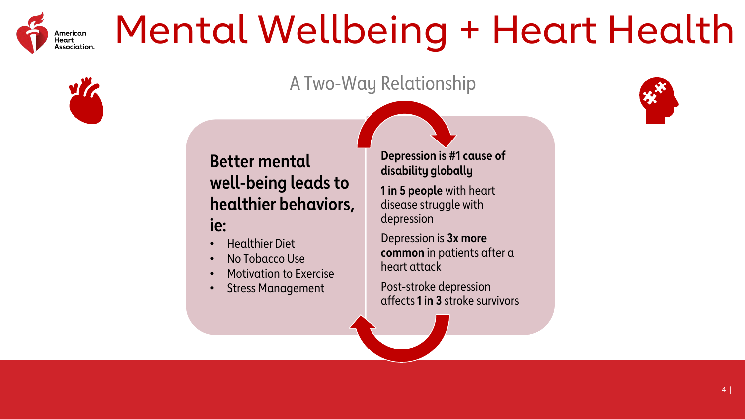# Mental Wellbeing + Heart Health

## A Two-Way Relationship

**Better mental well-being leads to healthier behaviors, ie:**

- Healthier Diet
- No Tobacco Use
- Motivation to Exercise
- Stress Management

**Depression is #1 cause of disability globally**

**1 in 5 people** with heart disease struggle with depression

Depression is **3x more common** in patients after a heart attack

Post-stroke depression affects **1 in 3** stroke survivors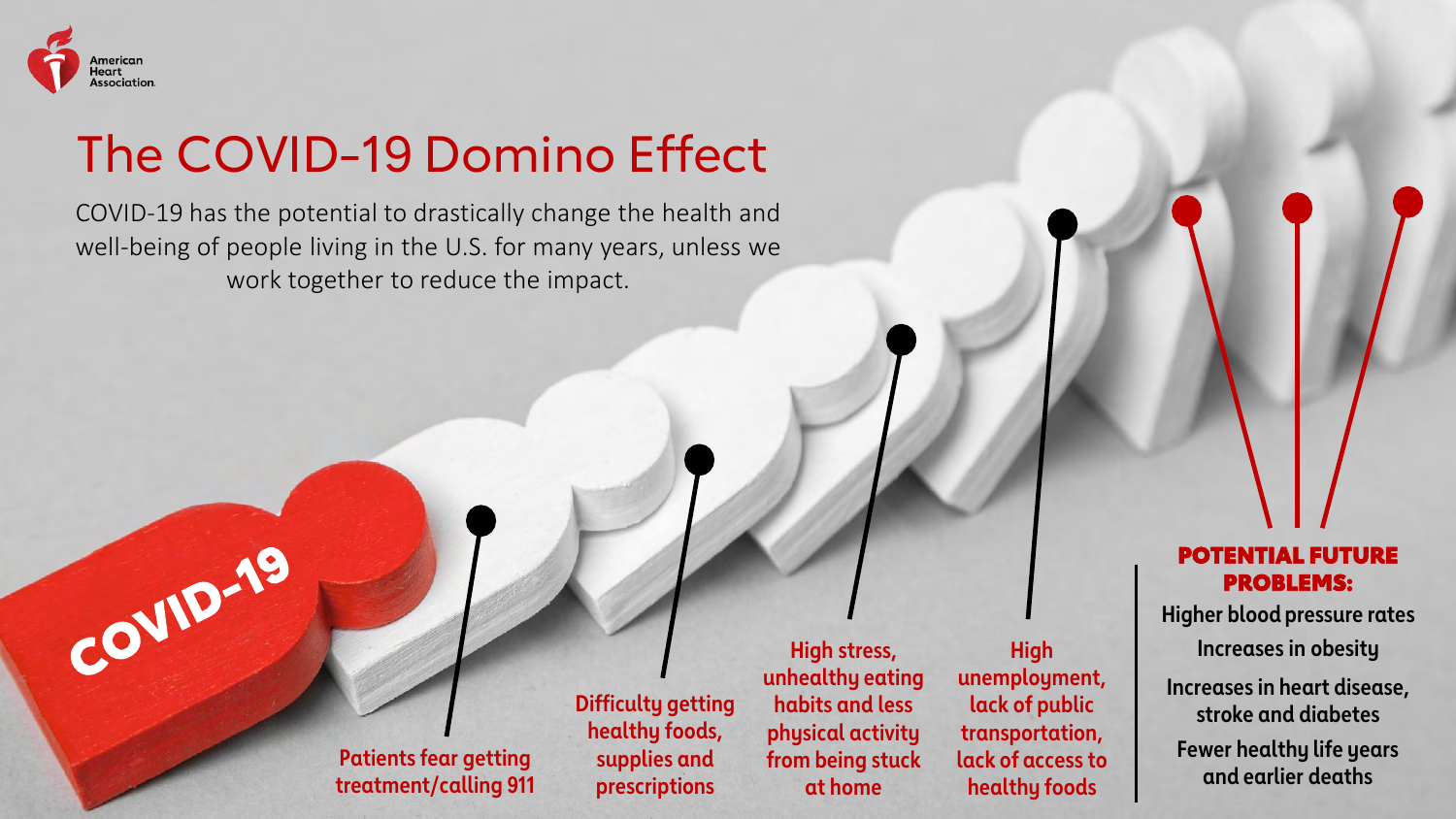# The COVID-19 Domino Effect

COVID-19 has the potential to drastically change the health and well-being of people living in the U.S. for many years, unless we work together to reduce the impact.

COVID-19

- Patients fear getting treatment/calling 911
- Difficulty getting healthy foods, supplies and prescriptions
- High stress, unhealthy eating habits and less physical activity from being stuck at home
- High unemployment, lack of public transportation, lack of access to healthy foods

**POTENTIAL FUTURE PROBLEMS:**

- Higher blood pressure rates
- Increases in obesity
- Increases in heart disease, stroke and diabetes
- Fewer healthy life years and earlier deaths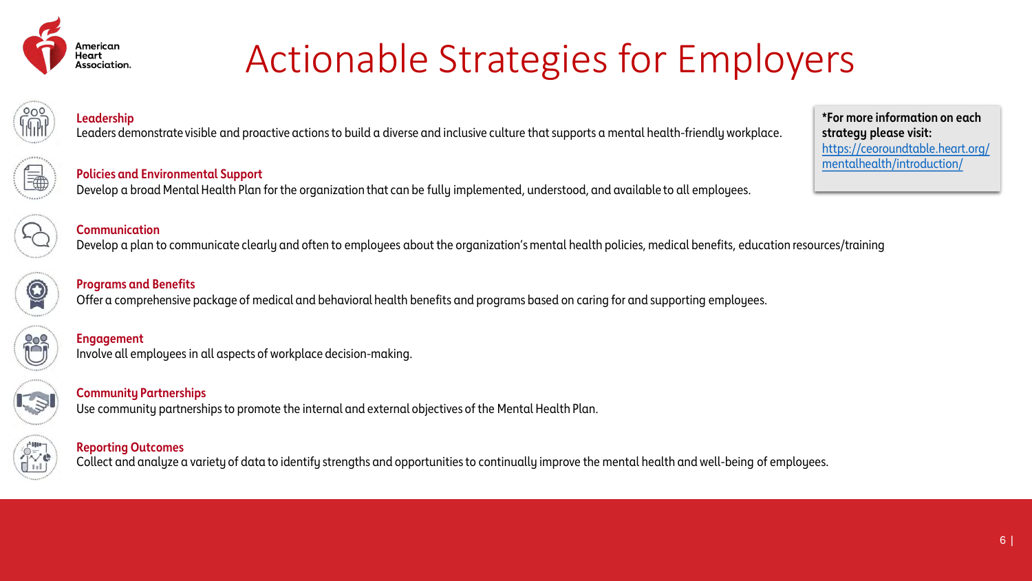# Actionable Strategies for Employers

**Leadership**
Leaders demonstrate visible and proactive actions to build a diverse and inclusive culture that supports a mental health-friendly workplace.

**Policies and Environmental Support**
Develop a broad Mental Health Plan for the organization that can be fully implemented, understood, and available to all employees.

**Communication**
Develop a plan to communicate clearly and often to employees about the organization's mental health policies, medical benefits, education resources/training

**Programs and Benefits**
Offer a comprehensive package of medical and behavioral health benefits and programs based on caring for and supporting employees.

**Engagement**
Involve all employees in all aspects of workplace decision-making.

**Community Partnerships**
Use community partnerships to promote the internal and external objectives of the Mental Health Plan.

**Reporting Outcomes**
Collect and analyze a variety of data to identify strengths and opportunities to continually improve the mental health and well-being of employees.

***For more information on each strategy please visit:** https://ceoroundtable.heart.org/mentalhealth/introduction/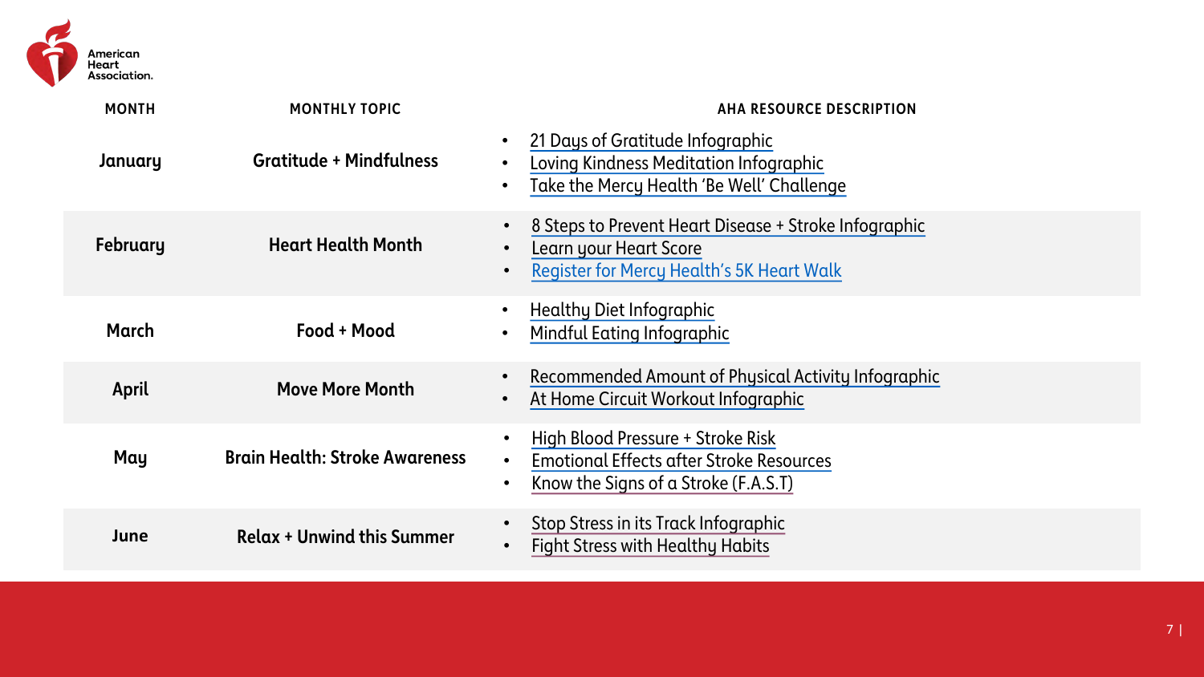| MONTH | MONTHLY TOPIC | AHA RESOURCE DESCRIPTION |
| --- | --- | --- |
| **January** | **Gratitude + Mindfulness** | • 21 Days of Gratitude Infographic<br>• Loving Kindness Meditation Infographic<br>• Take the Mercy Health 'Be Well' Challenge |
| **February** | **Heart Health Month** | • 8 Steps to Prevent Heart Disease + Stroke Infographic<br>• Learn your Heart Score<br>• Register for Mercy Health's 5K Heart Walk |
| **March** | **Food + Mood** | • Healthy Diet Infographic<br>• Mindful Eating Infographic |
| **April** | **Move More Month** | • Recommended Amount of Physical Activity Infographic<br>• At Home Circuit Workout Infographic |
| **May** | **Brain Health: Stroke Awareness** | • High Blood Pressure + Stroke Risk<br>• Emotional Effects after Stroke Resources<br>• Know the Signs of a Stroke (F.A.S.T) |
| **June** | **Relax + Unwind this Summer** | • Stop Stress in its Track Infographic<br>• Fight Stress with Healthy Habits |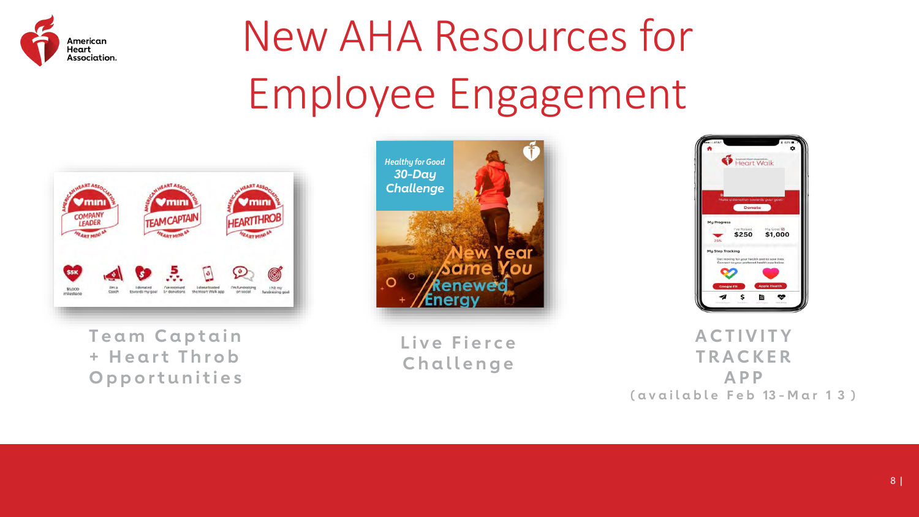# New AHA Resources for Employee Engagement

Team Captain + Heart Throb Opportunities

Live Fierce Challenge

ACTIVITY TRACKER APP
(available Feb 13-Mar 13)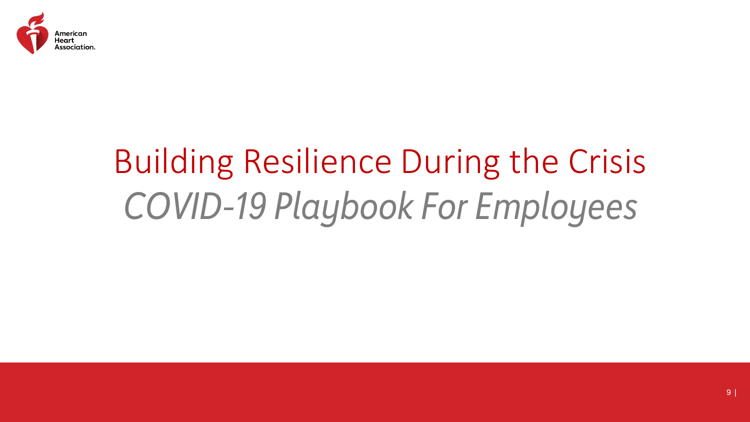# Building Resilience During the Crisis

## *COVID-19 Playbook For Employees*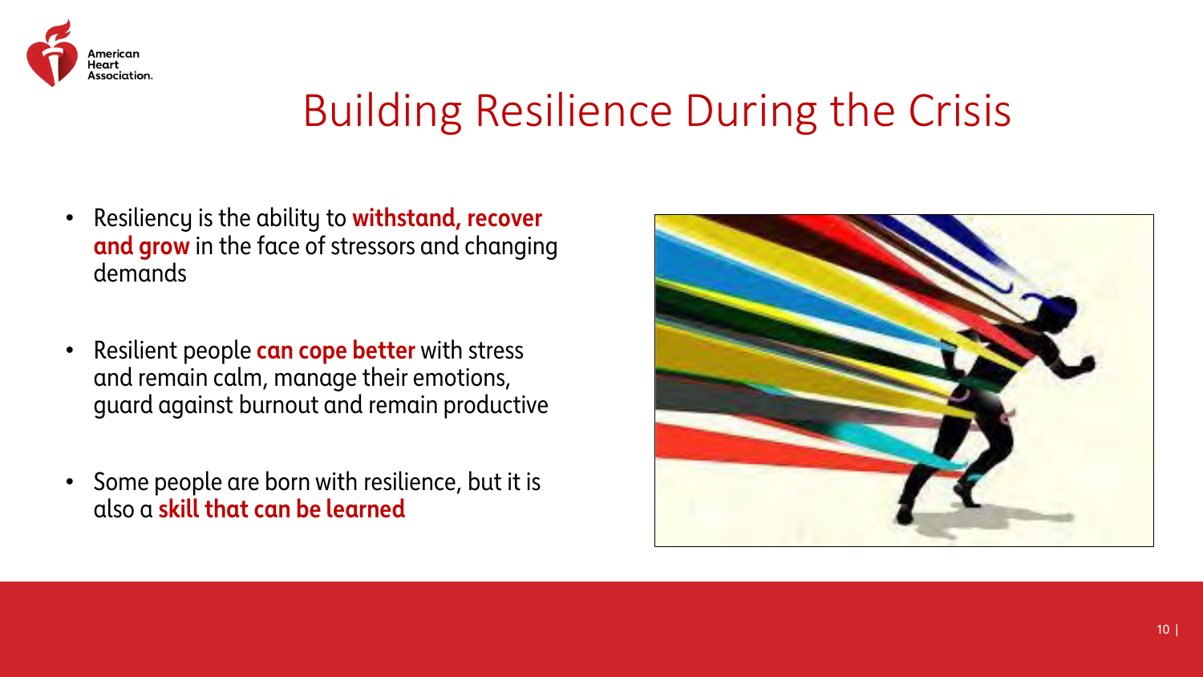# Building Resilience During the Crisis

- Resiliency is the ability to **withstand, recover and grow** in the face of stressors and changing demands
- Resilient people **can cope better** with stress and remain calm, manage their emotions, guard against burnout and remain productive
- Some people are born with resilience, but it is also a **skill that can be learned**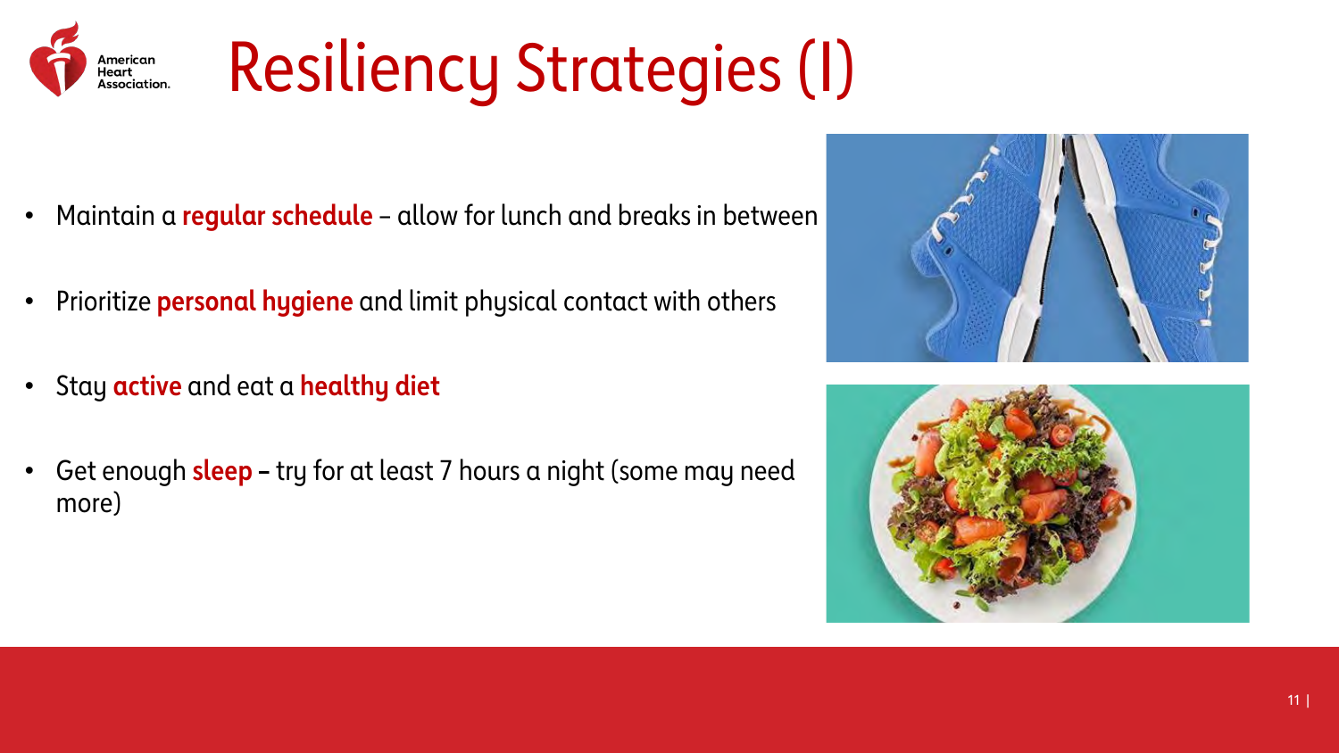# Resiliency Strategies (I)

- Maintain a **regular schedule** – allow for lunch and breaks in between
- Prioritize **personal hygiene** and limit physical contact with others
- Stay **active** and eat a **healthy diet**
- Get enough **sleep** – try for at least 7 hours a night (some may need more)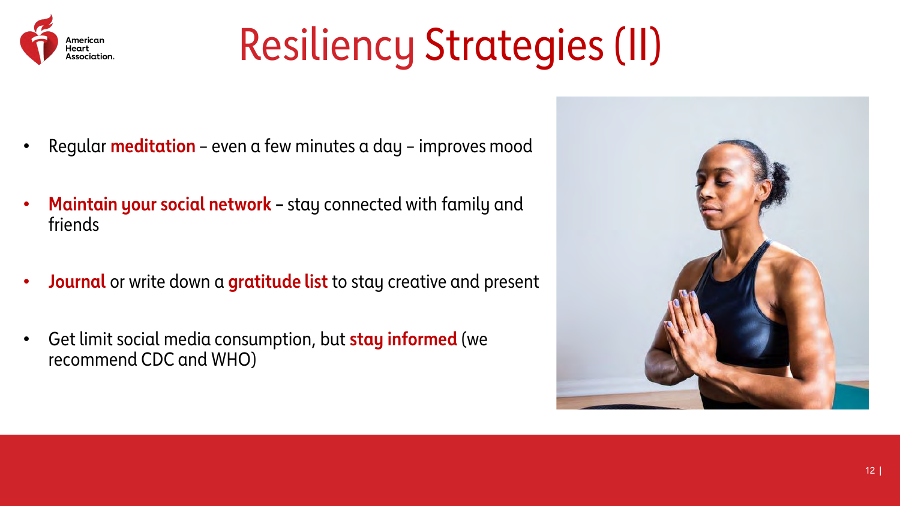# Resiliency Strategies (II)

- Regular **meditation** – even a few minutes a day – improves mood
- **Maintain your social network** – stay connected with family and friends
- **Journal** or write down a **gratitude list** to stay creative and present
- Get limit social media consumption, but **stay informed** (we recommend CDC and WHO)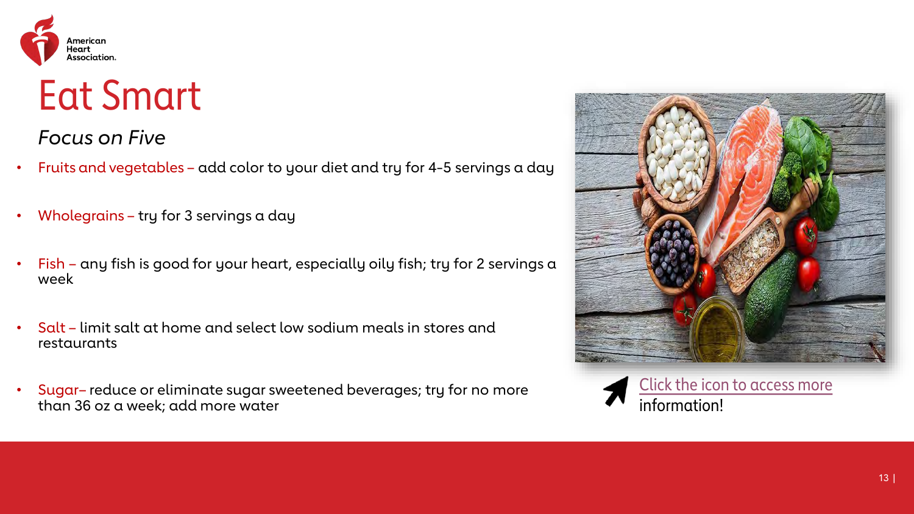# Eat Smart

*Focus on Five*

- Fruits and vegetables – add color to your diet and try for 4-5 servings a day
- Wholegrains – try for 3 servings a day
- Fish – any fish is good for your heart, especially oily fish; try for 2 servings a week
- Salt – limit salt at home and select low sodium meals in stores and restaurants
- Sugar– reduce or eliminate sugar sweetened beverages; try for no more than 36 oz a week; add more water

Click the icon to access more information!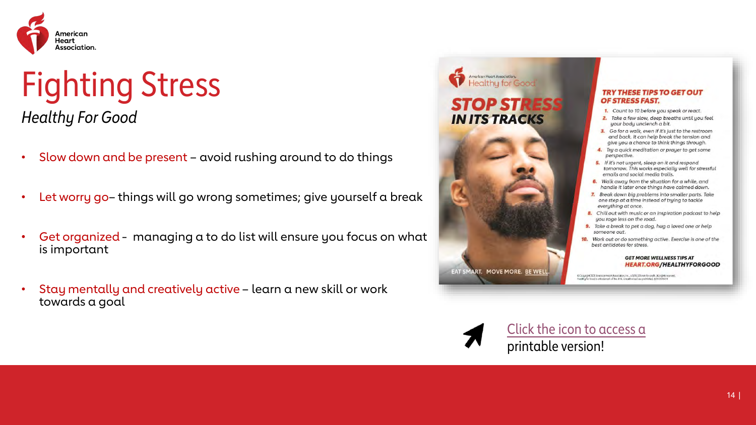# Fighting Stress

*Healthy For Good*

- Slow down and be present – avoid rushing around to do things
- Let worry go– things will go wrong sometimes; give yourself a break
- Get organized - managing a to do list will ensure you focus on what is important
- Stay mentally and creatively active – learn a new skill or work towards a goal

American Heart Association. Healthy for Good

## STOP STRESS IN ITS TRACKS

**TRY THESE TIPS TO GET OUT OF STRESS FAST.**

1. Count to 10 before you speak or react.
2. Take a few slow, deep breaths until you feel your body unclench a bit.
3. Go for a walk, even if it's just to the restroom and back. It can help break the tension and give you a chance to think things through.
4. Try a quick meditation or prayer to get some perspective.
5. If it's not urgent, sleep on it and respond tomorrow. This works especially well for stressful emails and social media trolls.
6. Walk away from the situation for a while, and handle it later once things have calmed down.
7. Break down big problems into smaller parts. Take one step at a time instead of trying to tackle everything at once.
8. Chill out with music or an inspiration podcast to help you rage less on the road.
9. Take a break to pet a dog, hug a loved one or help someone out.
10. Work out or do something active. Exercise is one of the best antidotes for stress.

**GET MORE WELLNESS TIPS AT HEART.ORG/HEALTHYFORGOOD**

EAT SMART. MOVE MORE. BE WELL.

Click the icon to access a printable version!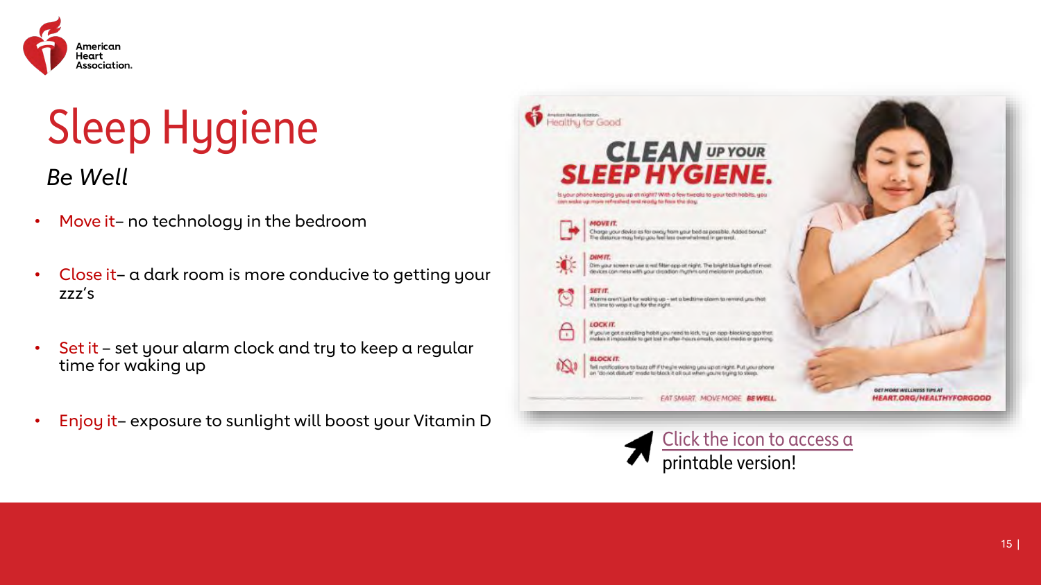# Sleep Hygiene

*Be Well*

- Move it– no technology in the bedroom
- Close it– a dark room is more conducive to getting your zzz's
- Set it – set your alarm clock and try to keep a regular time for waking up
- Enjoy it– exposure to sunlight will boost your Vitamin D

Click the icon to access a printable version!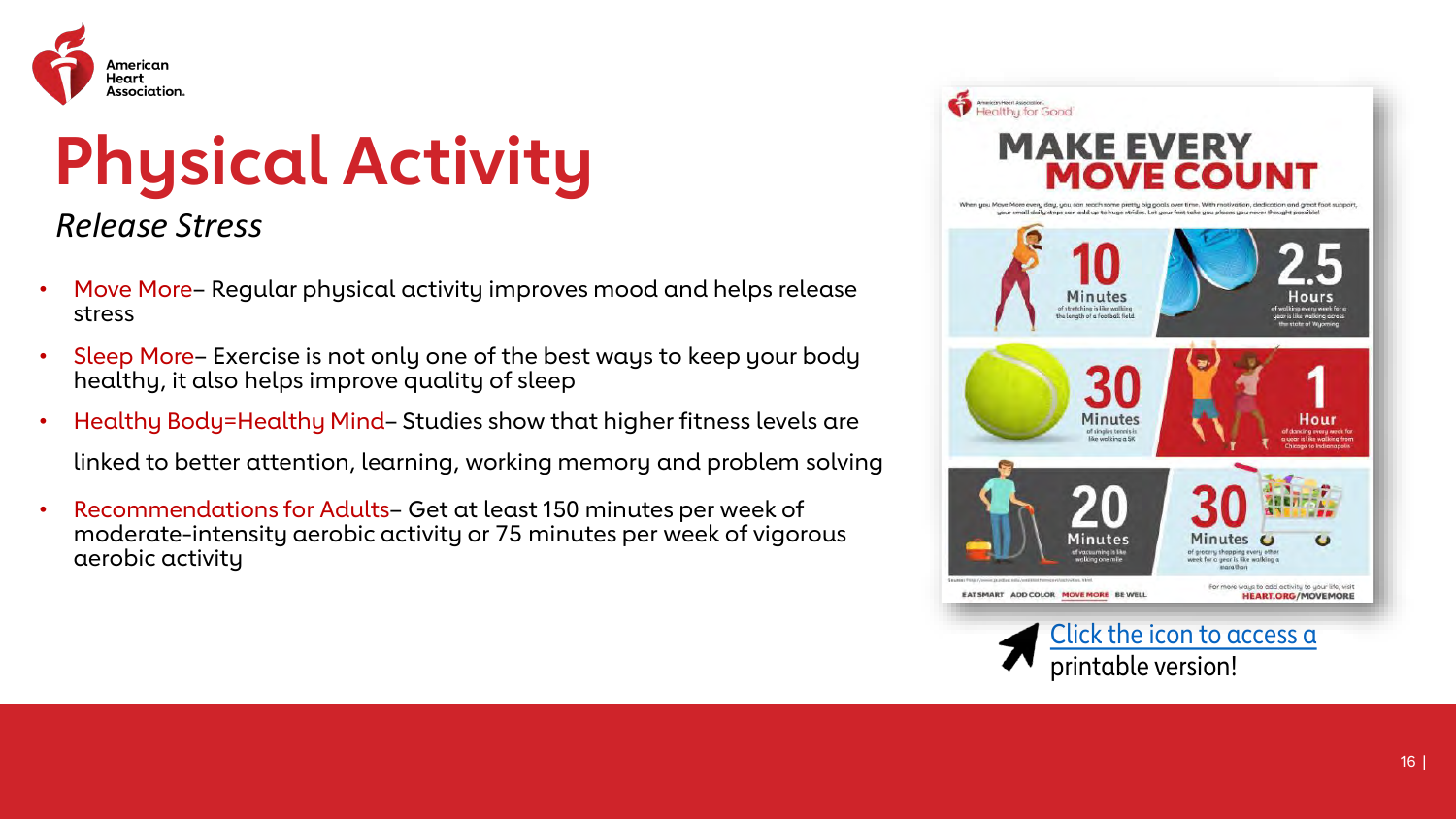# Physical Activity

*Release Stress*

- Move More– Regular physical activity improves mood and helps release stress
- Sleep More– Exercise is not only one of the best ways to keep your body healthy, it also helps improve quality of sleep
- Healthy Body=Healthy Mind– Studies show that higher fitness levels are linked to better attention, learning, working memory and problem solving
- Recommendations for Adults– Get at least 150 minutes per week of moderate-intensity aerobic activity or 75 minutes per week of vigorous aerobic activity

American Heart Association. Healthy for Good

## MAKE EVERY MOVE COUNT

When you Move More every day, you can reach some pretty big goals over time. With motivation, dedication and great foot support, your small daily steps can add up to huge strides. Let your feet take you places you never thought possible!

10 Minutes of stretching is like walking the length of a football field

2.5 Hours of walking every week for a year is like walking across the state of Wyoming

30 Minutes of singles tennis is like walking a 5K

1 Hour of dancing every week for a year is like walking from Chicago to Indianapolis

20 Minutes of vacuuming is like walking one mile

30 Minutes of grocery shopping every other week for a year is like walking a marathon

EAT SMART ADD COLOR MOVE MORE BE WELL

For more ways to add activity to your life, visit HEART.ORG/MOVEMORE

Click the icon to access a printable version!